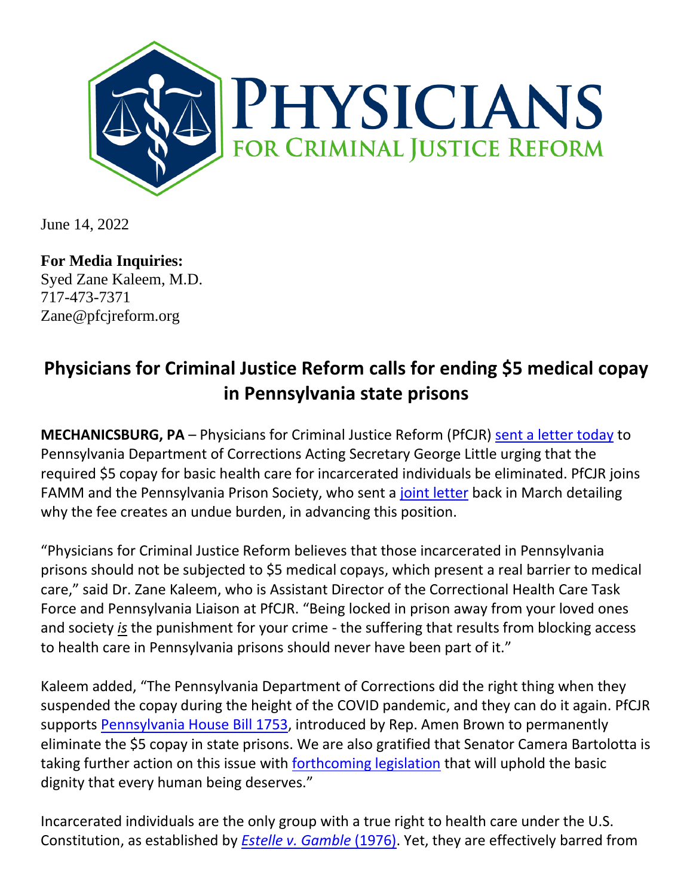June 14, 2022

**For Media Inquiries:**
Syed Zane Kaleem, M.D.
717-473-7371
Zane@pfcjreform.org

# Physicians for Criminal Justice Reform calls for ending $5 medical copay in Pennsylvania state prisons

**MECHANICSBURG, PA** – Physicians for Criminal Justice Reform (PfCJR) sent a letter today to Pennsylvania Department of Corrections Acting Secretary George Little urging that the required $5 copay for basic health care for incarcerated individuals be eliminated. PfCJR joins FAMM and the Pennsylvania Prison Society, who sent a joint letter back in March detailing why the fee creates an undue burden, in advancing this position.

"Physicians for Criminal Justice Reform believes that those incarcerated in Pennsylvania prisons should not be subjected to $5 medical copays, which present a real barrier to medical care," said Dr. Zane Kaleem, who is Assistant Director of the Correctional Health Care Task Force and Pennsylvania Liaison at PfCJR. "Being locked in prison away from your loved ones and society *is* the punishment for your crime - the suffering that results from blocking access to health care in Pennsylvania prisons should never have been part of it."

Kaleem added, "The Pennsylvania Department of Corrections did the right thing when they suspended the copay during the height of the COVID pandemic, and they can do it again. PfCJR supports Pennsylvania House Bill 1753, introduced by Rep. Amen Brown to permanently eliminate the $5 copay in state prisons. We are also gratified that Senator Camera Bartolotta is taking further action on this issue with forthcoming legislation that will uphold the basic dignity that every human being deserves."

Incarcerated individuals are the only group with a true right to health care under the U.S. Constitution, as established by *Estelle v. Gamble* (1976). Yet, they are effectively barred from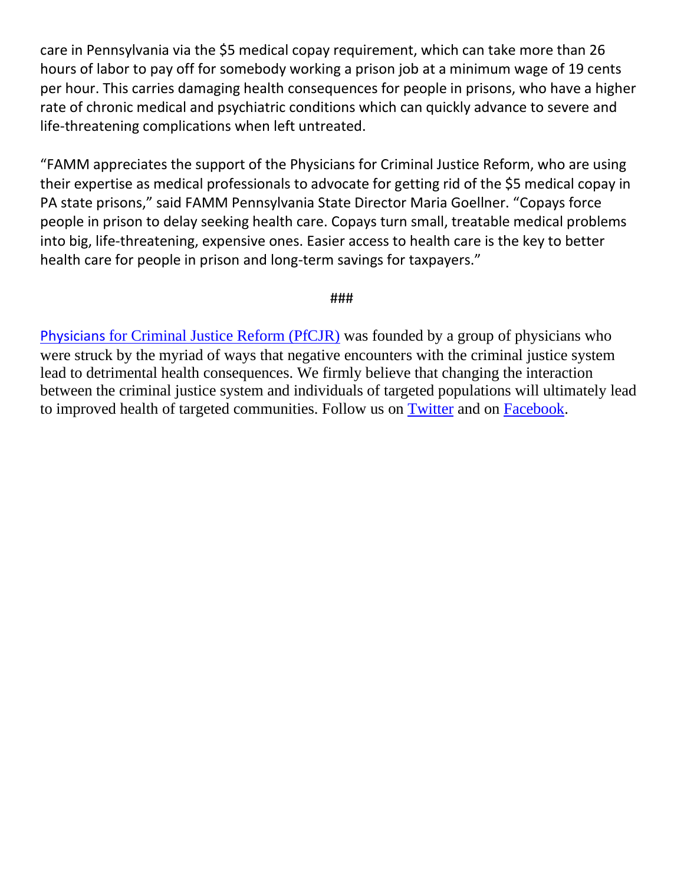care in Pennsylvania via the $5 medical copay requirement, which can take more than 26 hours of labor to pay off for somebody working a prison job at a minimum wage of 19 cents per hour. This carries damaging health consequences for people in prisons, who have a higher rate of chronic medical and psychiatric conditions which can quickly advance to severe and life-threatening complications when left untreated.

"FAMM appreciates the support of the Physicians for Criminal Justice Reform, who are using their expertise as medical professionals to advocate for getting rid of the $5 medical copay in PA state prisons," said FAMM Pennsylvania State Director Maria Goellner. "Copays force people in prison to delay seeking health care. Copays turn small, treatable medical problems into big, life-threatening, expensive ones. Easier access to health care is the key to better health care for people in prison and long-term savings for taxpayers."

###

Physicians for Criminal Justice Reform (PfCJR) was founded by a group of physicians who were struck by the myriad of ways that negative encounters with the criminal justice system lead to detrimental health consequences. We firmly believe that changing the interaction between the criminal justice system and individuals of targeted populations will ultimately lead to improved health of targeted communities. Follow us on Twitter and on Facebook.